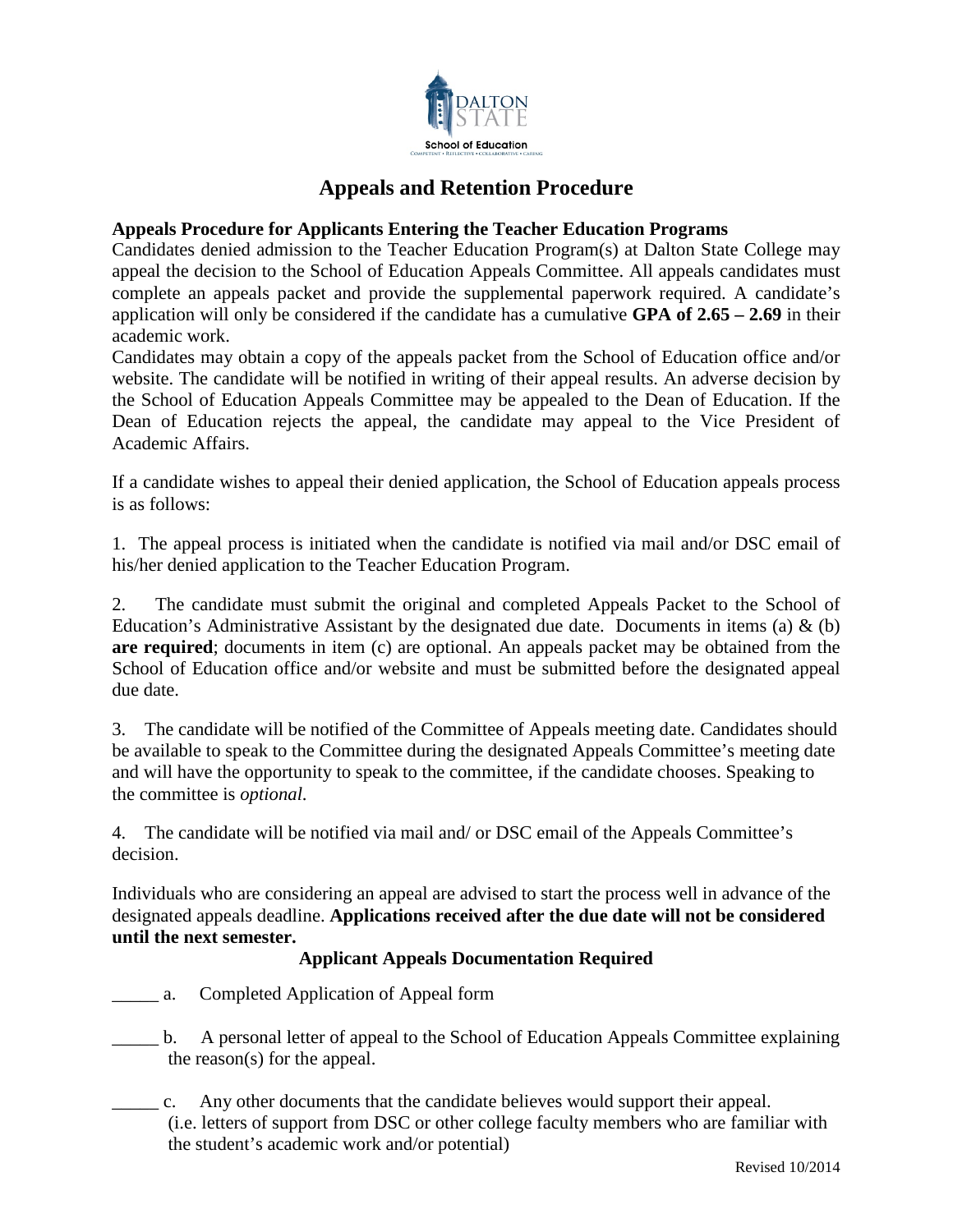DALTON STATE

School of Education

COMPETENT • REFLECTIVE • COLLABORATIVE • CARING

# Appeals and Retention Procedure

**Appeals Procedure for Applicants Entering the Teacher Education Programs**

Candidates denied admission to the Teacher Education Program(s) at Dalton State College may appeal the decision to the School of Education Appeals Committee. All appeals candidates must complete an appeals packet and provide the supplemental paperwork required. A candidate's application will only be considered if the candidate has a cumulative **GPA of 2.65 – 2.69** in their academic work.

Candidates may obtain a copy of the appeals packet from the School of Education office and/or website. The candidate will be notified in writing of their appeal results. An adverse decision by the School of Education Appeals Committee may be appealed to the Dean of Education. If the Dean of Education rejects the appeal, the candidate may appeal to the Vice President of Academic Affairs.

If a candidate wishes to appeal their denied application, the School of Education appeals process is as follows:

1. The appeal process is initiated when the candidate is notified via mail and/or DSC email of his/her denied application to the Teacher Education Program.

2. The candidate must submit the original and completed Appeals Packet to the School of Education's Administrative Assistant by the designated due date. Documents in items (a) & (b) **are required**; documents in item (c) are optional. An appeals packet may be obtained from the School of Education office and/or website and must be submitted before the designated appeal due date.

3. The candidate will be notified of the Committee of Appeals meeting date. Candidates should be available to speak to the Committee during the designated Appeals Committee's meeting date and will have the opportunity to speak to the committee, if the candidate chooses. Speaking to the committee is *optional.*

4. The candidate will be notified via mail and/ or DSC email of the Appeals Committee's decision.

Individuals who are considering an appeal are advised to start the process well in advance of the designated appeals deadline. **Applications received after the due date will not be considered until the next semester.**

**Applicant Appeals Documentation Required**

_____ a. Completed Application of Appeal form

_____ b. A personal letter of appeal to the School of Education Appeals Committee explaining the reason(s) for the appeal.

_____ c. Any other documents that the candidate believes would support their appeal. (i.e. letters of support from DSC or other college faculty members who are familiar with the student's academic work and/or potential)

Revised 10/2014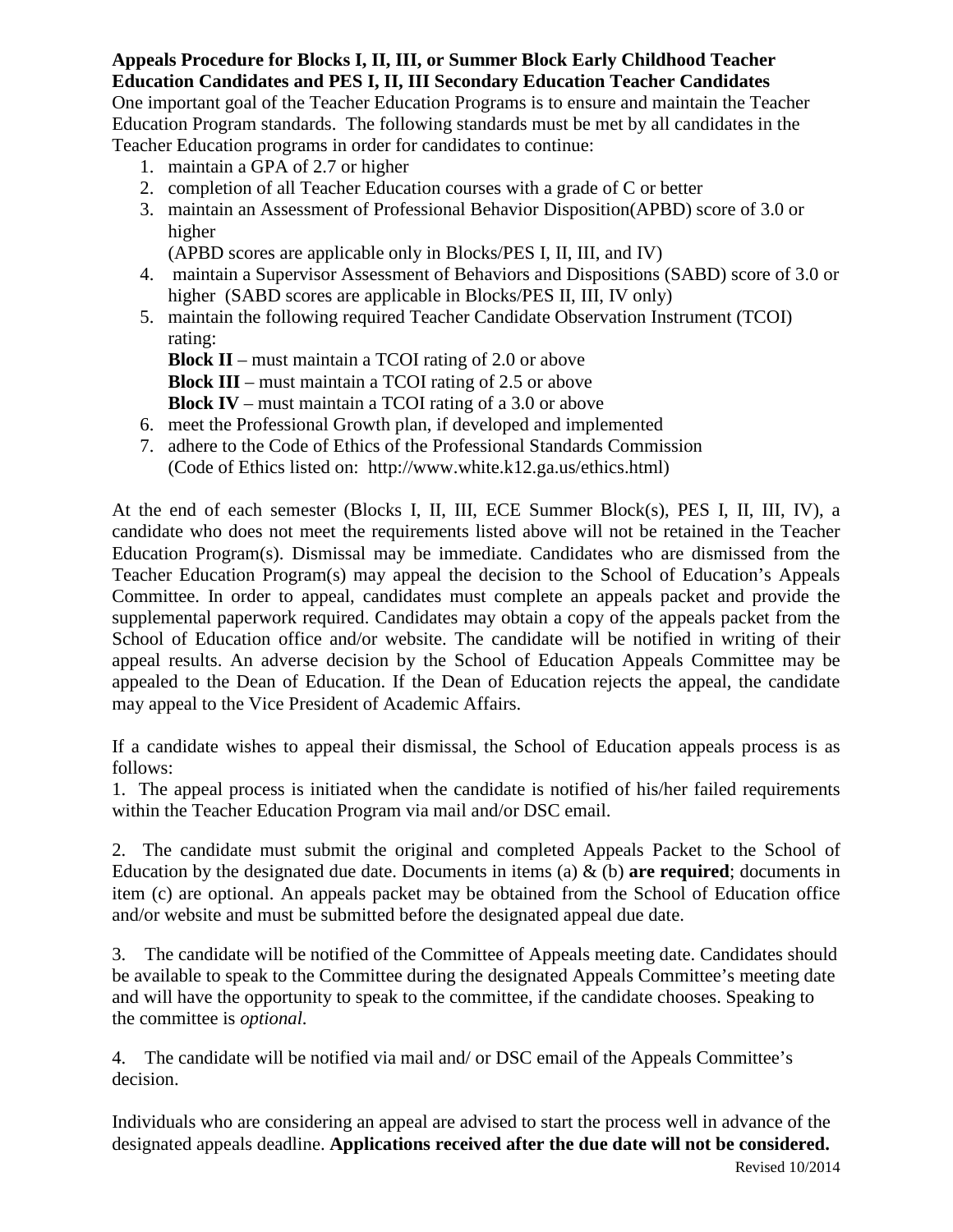**Appeals Procedure for Blocks I, II, III, or Summer Block Early Childhood Teacher Education Candidates and PES I, II, III Secondary Education Teacher Candidates**

One important goal of the Teacher Education Programs is to ensure and maintain the Teacher Education Program standards. The following standards must be met by all candidates in the Teacher Education programs in order for candidates to continue:

1. maintain a GPA of 2.7 or higher
2. completion of all Teacher Education courses with a grade of C or better
3. maintain an Assessment of Professional Behavior Disposition(APBD) score of 3.0 or higher
   (APBD scores are applicable only in Blocks/PES I, II, III, and IV)
4. maintain a Supervisor Assessment of Behaviors and Dispositions (SABD) score of 3.0 or higher (SABD scores are applicable in Blocks/PES II, III, IV only)
5. maintain the following required Teacher Candidate Observation Instrument (TCOI) rating:
   **Block II** – must maintain a TCOI rating of 2.0 or above
   **Block III** – must maintain a TCOI rating of 2.5 or above
   **Block IV** – must maintain a TCOI rating of a 3.0 or above
6. meet the Professional Growth plan, if developed and implemented
7. adhere to the Code of Ethics of the Professional Standards Commission
   (Code of Ethics listed on: http://www.white.k12.ga.us/ethics.html)

At the end of each semester (Blocks I, II, III, ECE Summer Block(s), PES I, II, III, IV), a candidate who does not meet the requirements listed above will not be retained in the Teacher Education Program(s). Dismissal may be immediate. Candidates who are dismissed from the Teacher Education Program(s) may appeal the decision to the School of Education's Appeals Committee. In order to appeal, candidates must complete an appeals packet and provide the supplemental paperwork required. Candidates may obtain a copy of the appeals packet from the School of Education office and/or website. The candidate will be notified in writing of their appeal results. An adverse decision by the School of Education Appeals Committee may be appealed to the Dean of Education. If the Dean of Education rejects the appeal, the candidate may appeal to the Vice President of Academic Affairs.

If a candidate wishes to appeal their dismissal, the School of Education appeals process is as follows:

1. The appeal process is initiated when the candidate is notified of his/her failed requirements within the Teacher Education Program via mail and/or DSC email.

2. The candidate must submit the original and completed Appeals Packet to the School of Education by the designated due date. Documents in items (a) & (b) **are required**; documents in item (c) are optional. An appeals packet may be obtained from the School of Education office and/or website and must be submitted before the designated appeal due date.

3. The candidate will be notified of the Committee of Appeals meeting date. Candidates should be available to speak to the Committee during the designated Appeals Committee's meeting date and will have the opportunity to speak to the committee, if the candidate chooses. Speaking to the committee is *optional.*

4. The candidate will be notified via mail and/ or DSC email of the Appeals Committee's decision.

Individuals who are considering an appeal are advised to start the process well in advance of the designated appeals deadline. **Applications received after the due date will not be considered.**

Revised 10/2014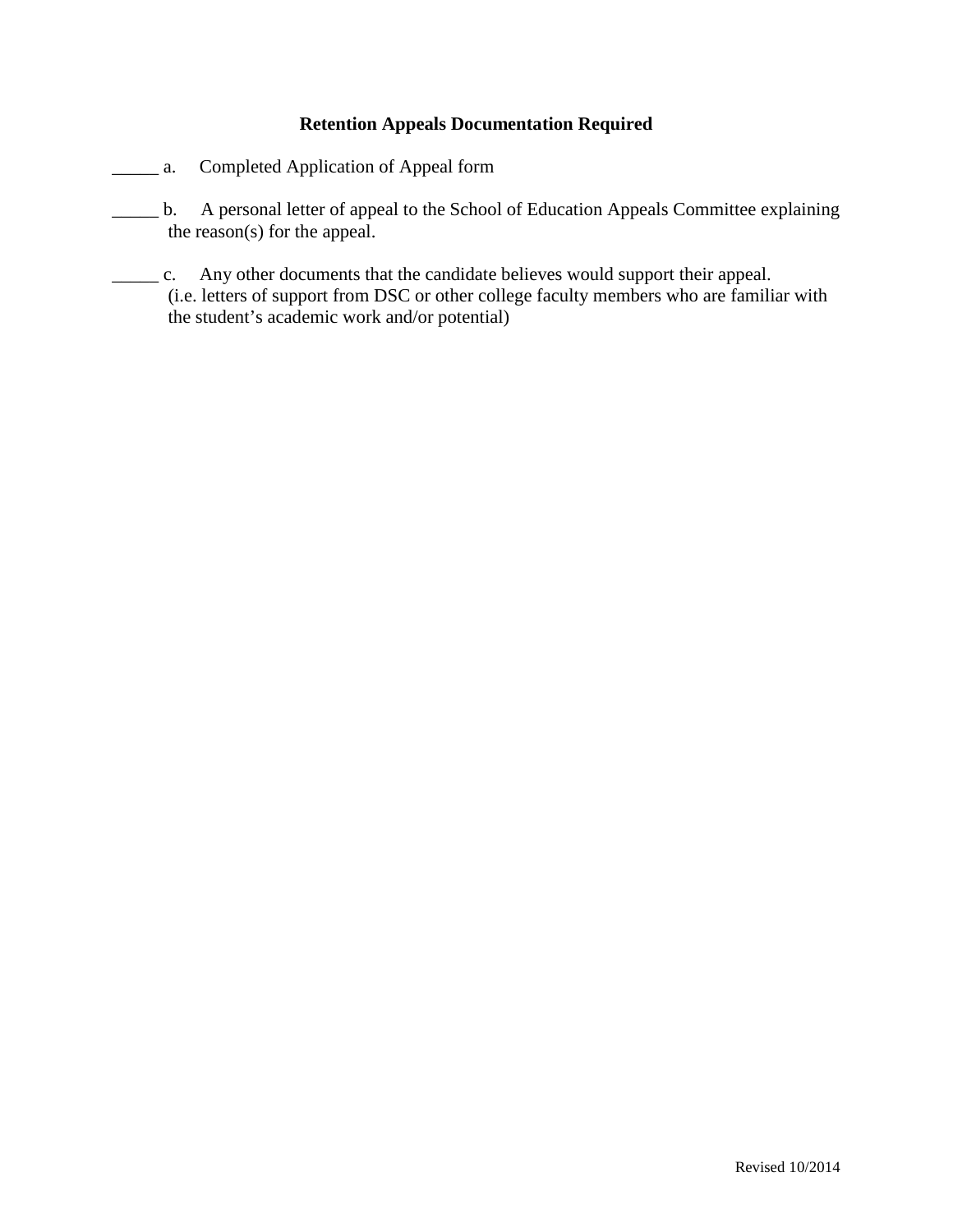**Retention Appeals Documentation Required**

_____ a. Completed Application of Appeal form

_____ b. A personal letter of appeal to the School of Education Appeals Committee explaining the reason(s) for the appeal.

_____ c. Any other documents that the candidate believes would support their appeal. (i.e. letters of support from DSC or other college faculty members who are familiar with the student's academic work and/or potential)

Revised 10/2014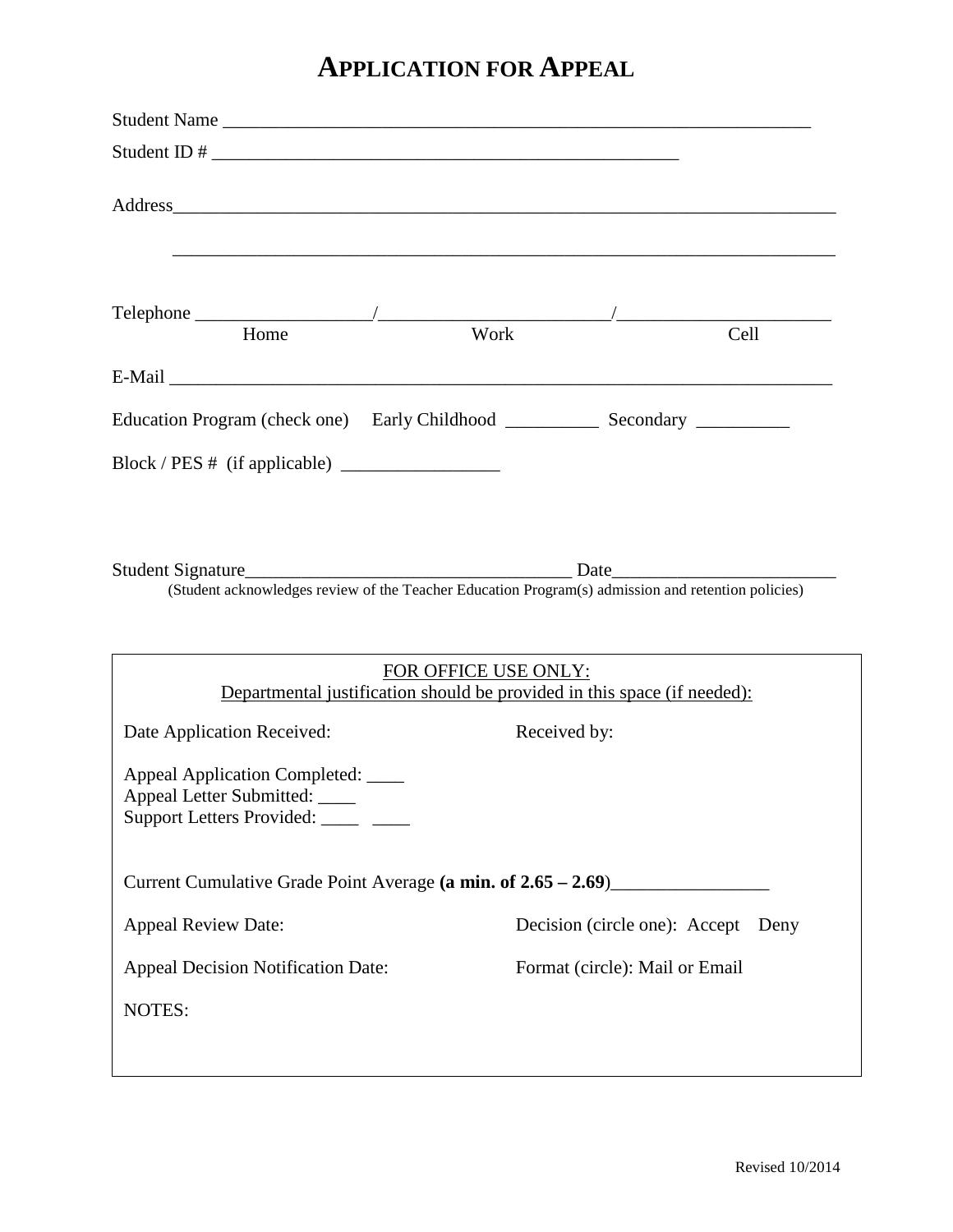# APPLICATION FOR APPEAL

Student Name _______________________________________________________________

Student ID # ___________________________________________________

Address___________________________________________________________________________

___________________________________________________________________________

Telephone ___________________/________________________/_______________________
Home Work Cell

E-Mail ___________________________________________________________________________

Education Program (check one) Early Childhood __________ Secondary __________

Block / PES # (if applicable) _________________

Student Signature___________________________________ Date________________________
(Student acknowledges review of the Teacher Education Program(s) admission and retention policies)

---

FOR OFFICE USE ONLY:
Departmental justification should be provided in this space (if needed):

Date Application Received: Received by:

Appeal Application Completed: ____
Appeal Letter Submitted: ____
Support Letters Provided: ____ ____

Current Cumulative Grade Point Average **(a min. of 2.65 – 2.69)**_________________

Appeal Review Date: Decision (circle one): Accept Deny

Appeal Decision Notification Date: Format (circle): Mail or Email

NOTES:

---

Revised 10/2014